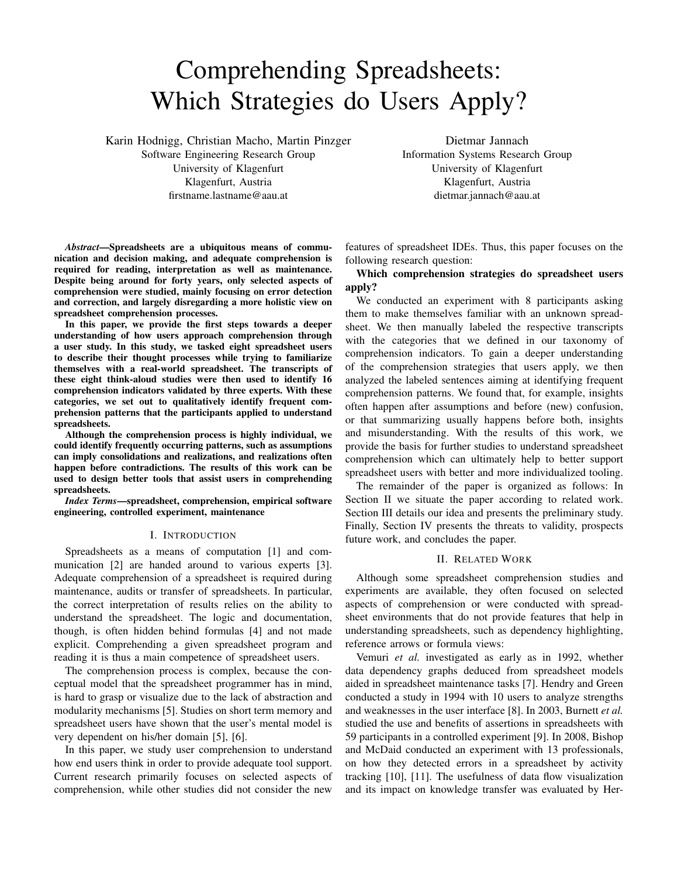# Comprehending Spreadsheets: Which Strategies do Users Apply?

Karin Hodnigg, Christian Macho, Martin Pinzger
Software Engineering Research Group
University of Klagenfurt
Klagenfurt, Austria
firstname.lastname@aau.at

Dietmar Jannach
Information Systems Research Group
University of Klagenfurt
Klagenfurt, Austria
dietmar.jannach@aau.at

***Abstract*—Spreadsheets are a ubiquitous means of communication and decision making, and adequate comprehension is required for reading, interpretation as well as maintenance. Despite being around for forty years, only selected aspects of comprehension were studied, mainly focusing on error detection and correction, and largely disregarding a more holistic view on spreadsheet comprehension processes.**

**In this paper, we provide the first steps towards a deeper understanding of how users approach comprehension through a user study. In this study, we tasked eight spreadsheet users to describe their thought processes while trying to familiarize themselves with a real-world spreadsheet. The transcripts of these eight think-aloud studies were then used to identify 16 comprehension indicators validated by three experts. With these categories, we set out to qualitatively identify frequent comprehension patterns that the participants applied to understand spreadsheets.**

**Although the comprehension process is highly individual, we could identify frequently occurring patterns, such as assumptions can imply consolidations and realizations, and realizations often happen before contradictions. The results of this work can be used to design better tools that assist users in comprehending spreadsheets.**

***Index Terms*—spreadsheet, comprehension, empirical software engineering, controlled experiment, maintenance**

## I. Introduction

Spreadsheets as a means of computation [1] and communication [2] are handed around to various experts [3]. Adequate comprehension of a spreadsheet is required during maintenance, audits or transfer of spreadsheets. In particular, the correct interpretation of results relies on the ability to understand the spreadsheet. The logic and documentation, though, is often hidden behind formulas [4] and not made explicit. Comprehending a given spreadsheet program and reading it is thus a main competence of spreadsheet users.

The comprehension process is complex, because the conceptual model that the spreadsheet programmer has in mind, is hard to grasp or visualize due to the lack of abstraction and modularity mechanisms [5]. Studies on short term memory and spreadsheet users have shown that the user's mental model is very dependent on his/her domain [5], [6].

In this paper, we study user comprehension to understand how end users think in order to provide adequate tool support. Current research primarily focuses on selected aspects of comprehension, while other studies did not consider the new features of spreadsheet IDEs. Thus, this paper focuses on the following research question:

**Which comprehension strategies do spreadsheet users apply?**

We conducted an experiment with 8 participants asking them to make themselves familiar with an unknown spreadsheet. We then manually labeled the respective transcripts with the categories that we defined in our taxonomy of comprehension indicators. To gain a deeper understanding of the comprehension strategies that users apply, we then analyzed the labeled sentences aiming at identifying frequent comprehension patterns. We found that, for example, insights often happen after assumptions and before (new) confusion, or that summarizing usually happens before both, insights and misunderstanding. With the results of this work, we provide the basis for further studies to understand spreadsheet comprehension which can ultimately help to better support spreadsheet users with better and more individualized tooling.

The remainder of the paper is organized as follows: In Section II we situate the paper according to related work. Section III details our idea and presents the preliminary study. Finally, Section IV presents the threats to validity, prospects future work, and concludes the paper.

## II. Related Work

Although some spreadsheet comprehension studies and experiments are available, they often focused on selected aspects of comprehension or were conducted with spreadsheet environments that do not provide features that help in understanding spreadsheets, such as dependency highlighting, reference arrows or formula views:

Vemuri *et al.* investigated as early as in 1992, whether data dependency graphs deduced from spreadsheet models aided in spreadsheet maintenance tasks [7]. Hendry and Green conducted a study in 1994 with 10 users to analyze strengths and weaknesses in the user interface [8]. In 2003, Burnett *et al.* studied the use and benefits of assertions in spreadsheets with 59 participants in a controlled experiment [9]. In 2008, Bishop and McDaid conducted an experiment with 13 professionals, on how they detected errors in a spreadsheet by activity tracking [10], [11]. The usefulness of data flow visualization and its impact on knowledge transfer was evaluated by Her-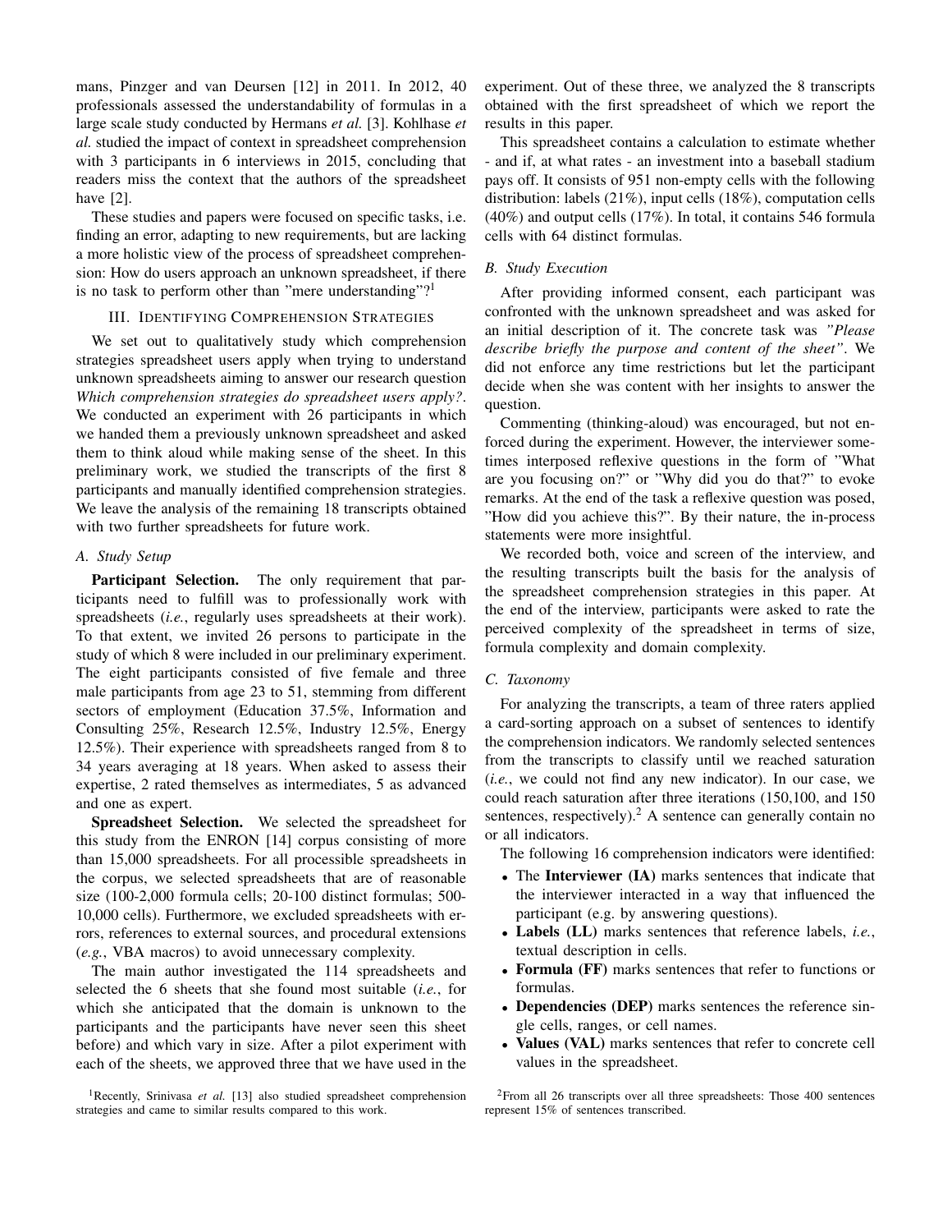mans, Pinzger and van Deursen [12] in 2011. In 2012, 40 professionals assessed the understandability of formulas in a large scale study conducted by Hermans *et al.* [3]. Kohlhase *et al.* studied the impact of context in spreadsheet comprehension with 3 participants in 6 interviews in 2015, concluding that readers miss the context that the authors of the spreadsheet have [2].

These studies and papers were focused on specific tasks, i.e. finding an error, adapting to new requirements, but are lacking a more holistic view of the process of spreadsheet comprehension: How do users approach an unknown spreadsheet, if there is no task to perform other than "mere understanding"?[1]

## III. Identifying Comprehension Strategies

We set out to qualitatively study which comprehension strategies spreadsheet users apply when trying to understand unknown spreadsheets aiming to answer our research question *Which comprehension strategies do spreadsheet users apply?*. We conducted an experiment with 26 participants in which we handed them a previously unknown spreadsheet and asked them to think aloud while making sense of the sheet. In this preliminary work, we studied the transcripts of the first 8 participants and manually identified comprehension strategies. We leave the analysis of the remaining 18 transcripts obtained with two further spreadsheets for future work.

### A. Study Setup

**Participant Selection.** The only requirement that participants need to fulfill was to professionally work with spreadsheets (*i.e.*, regularly uses spreadsheets at their work). To that extent, we invited 26 persons to participate in the study of which 8 were included in our preliminary experiment. The eight participants consisted of five female and three male participants from age 23 to 51, stemming from different sectors of employment (Education 37.5%, Information and Consulting 25%, Research 12.5%, Industry 12.5%, Energy 12.5%). Their experience with spreadsheets ranged from 8 to 34 years averaging at 18 years. When asked to assess their expertise, 2 rated themselves as intermediates, 5 as advanced and one as expert.

**Spreadsheet Selection.** We selected the spreadsheet for this study from the ENRON [14] corpus consisting of more than 15,000 spreadsheets. For all processible spreadsheets in the corpus, we selected spreadsheets that are of reasonable size (100-2,000 formula cells; 20-100 distinct formulas; 500-10,000 cells). Furthermore, we excluded spreadsheets with errors, references to external sources, and procedural extensions (*e.g.*, VBA macros) to avoid unnecessary complexity.

The main author investigated the 114 spreadsheets and selected the 6 sheets that she found most suitable (*i.e.*, for which she anticipated that the domain is unknown to the participants and the participants have never seen this sheet before) and which vary in size. After a pilot experiment with each of the sheets, we approved three that we have used in the experiment. Out of these three, we analyzed the 8 transcripts obtained with the first spreadsheet of which we report the results in this paper.

This spreadsheet contains a calculation to estimate whether - and if, at what rates - an investment into a baseball stadium pays off. It consists of 951 non-empty cells with the following distribution: labels (21%), input cells (18%), computation cells (40%) and output cells (17%). In total, it contains 546 formula cells with 64 distinct formulas.

### B. Study Execution

After providing informed consent, each participant was confronted with the unknown spreadsheet and was asked for an initial description of it. The concrete task was *"Please describe briefly the purpose and content of the sheet"*. We did not enforce any time restrictions but let the participant decide when she was content with her insights to answer the question.

Commenting (thinking-aloud) was encouraged, but not enforced during the experiment. However, the interviewer sometimes interposed reflexive questions in the form of "What are you focusing on?" or "Why did you do that?" to evoke remarks. At the end of the task a reflexive question was posed, "How did you achieve this?". By their nature, the in-process statements were more insightful.

We recorded both, voice and screen of the interview, and the resulting transcripts built the basis for the analysis of the spreadsheet comprehension strategies in this paper. At the end of the interview, participants were asked to rate the perceived complexity of the spreadsheet in terms of size, formula complexity and domain complexity.

### C. Taxonomy

For analyzing the transcripts, a team of three raters applied a card-sorting approach on a subset of sentences to identify the comprehension indicators. We randomly selected sentences from the transcripts to classify until we reached saturation (*i.e.*, we could not find any new indicator). In our case, we could reach saturation after three iterations (150,100, and 150 sentences, respectively).[2] A sentence can generally contain no or all indicators.

The following 16 comprehension indicators were identified:

- The **Interviewer (IA)** marks sentences that indicate that the interviewer interacted in a way that influenced the participant (e.g. by answering questions).
- **Labels (LL)** marks sentences that reference labels, *i.e.*, textual description in cells.
- **Formula (FF)** marks sentences that refer to functions or formulas.
- **Dependencies (DEP)** marks sentences the reference single cells, ranges, or cell names.
- **Values (VAL)** marks sentences that refer to concrete cell values in the spreadsheet.

[1] Recently, Srinivasa *et al.* [13] also studied spreadsheet comprehension strategies and came to similar results compared to this work.

[2] From all 26 transcripts over all three spreadsheets: Those 400 sentences represent 15% of sentences transcribed.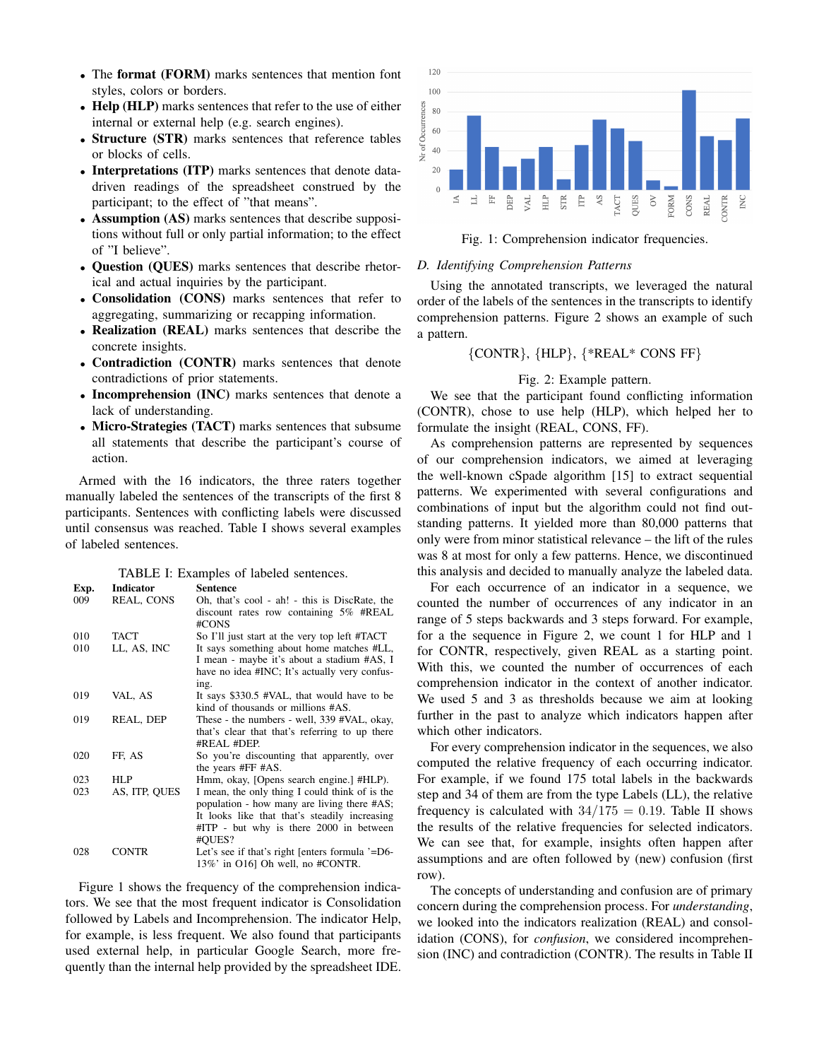- The **format (FORM)** marks sentences that mention font styles, colors or borders.
- **Help (HLP)** marks sentences that refer to the use of either internal or external help (e.g. search engines).
- **Structure (STR)** marks sentences that reference tables or blocks of cells.
- **Interpretations (ITP)** marks sentences that denote data-driven readings of the spreadsheet construed by the participant; to the effect of "that means".
- **Assumption (AS)** marks sentences that describe suppositions without full or only partial information; to the effect of "I believe".
- **Question (QUES)** marks sentences that describe rhetorical and actual inquiries by the participant.
- **Consolidation (CONS)** marks sentences that refer to aggregating, summarizing or recapping information.
- **Realization (REAL)** marks sentences that describe the concrete insights.
- **Contradiction (CONTR)** marks sentences that denote contradictions of prior statements.
- **Incomprehension (INC)** marks sentences that denote a lack of understanding.
- **Micro-Strategies (TACT)** marks sentences that subsume all statements that describe the participant's course of action.

Armed with the 16 indicators, the three raters together manually labeled the sentences of the transcripts of the first 8 participants. Sentences with conflicting labels were discussed until consensus was reached. Table I shows several examples of labeled sentences.

TABLE I: Examples of labeled sentences.

| Exp. | Indicator | Sentence |
|---|---|---|
| 009 | REAL, CONS | Oh, that's cool - ah! - this is DiscRate, the discount rates row containing 5% #REAL #CONS |
| 010 | TACT | So I'll just start at the very top left #TACT |
| 010 | LL, AS, INC | It says something about home matches #LL, I mean - maybe it's about a stadium #AS, I have no idea #INC; It's actually very confusing. |
| 019 | VAL, AS | It says $330.5 #VAL, that would have to be kind of thousands or millions #AS. |
| 019 | REAL, DEP | These - the numbers - well, 339 #VAL, okay, that's clear that that's referring to up there #REAL #DEP. |
| 020 | FF, AS | So you're discounting that apparently, over the years #FF #AS. |
| 023 | HLP | Hmm, okay, [Opens search engine.] #HLP). |
| 023 | AS, ITP, QUES | I mean, the only thing I could think of is the population - how many are living there #AS; It looks like that that's steadily increasing #ITP - but why is there 2000 in between #QUES? |
| 028 | CONTR | Let's see if that's right [enters formula '=D6-13%' in O16] Oh well, no #CONTR. |

Figure 1 shows the frequency of the comprehension indicators. We see that the most frequent indicator is Consolidation followed by Labels and Incomprehension. The indicator Help, for example, is less frequent. We also found that participants used external help, in particular Google Search, more frequently than the internal help provided by the spreadsheet IDE.

Fig. 1: Comprehension indicator frequencies.

### D. Identifying Comprehension Patterns

Using the annotated transcripts, we leveraged the natural order of the labels of the sentences in the transcripts to identify comprehension patterns. Figure 2 shows an example of such a pattern.

{CONTR}, {HLP}, {*REAL* CONS FF}

Fig. 2: Example pattern.

We see that the participant found conflicting information (CONTR), chose to use help (HLP), which helped her to formulate the insight (REAL, CONS, FF).

As comprehension patterns are represented by sequences of our comprehension indicators, we aimed at leveraging the well-known cSpade algorithm [15] to extract sequential patterns. We experimented with several configurations and combinations of input but the algorithm could not find outstanding patterns. It yielded more than 80,000 patterns that only were from minor statistical relevance – the lift of the rules was 8 at most for only a few patterns. Hence, we discontinued this analysis and decided to manually analyze the labeled data.

For each occurrence of an indicator in a sequence, we counted the number of occurrences of any indicator in an range of 5 steps backwards and 3 steps forward. For example, for a the sequence in Figure 2, we count 1 for HLP and 1 for CONTR, respectively, given REAL as a starting point. With this, we counted the number of occurrences of each comprehension indicator in the context of another indicator. We used 5 and 3 as thresholds because we aim at looking further in the past to analyze which indicators happen after which other indicators.

For every comprehension indicator in the sequences, we also computed the relative frequency of each occurring indicator. For example, if we found 175 total labels in the backwards step and 34 of them are from the type Labels (LL), the relative frequency is calculated with $34/175 = 0.19$. Table II shows the results of the relative frequencies for selected indicators. We can see that, for example, insights often happen after assumptions and are often followed by (new) confusion (first row).

The concepts of understanding and confusion are of primary concern during the comprehension process. For *understanding*, we looked into the indicators realization (REAL) and consolidation (CONS), for *confusion*, we considered incomprehension (INC) and contradiction (CONTR). The results in Table II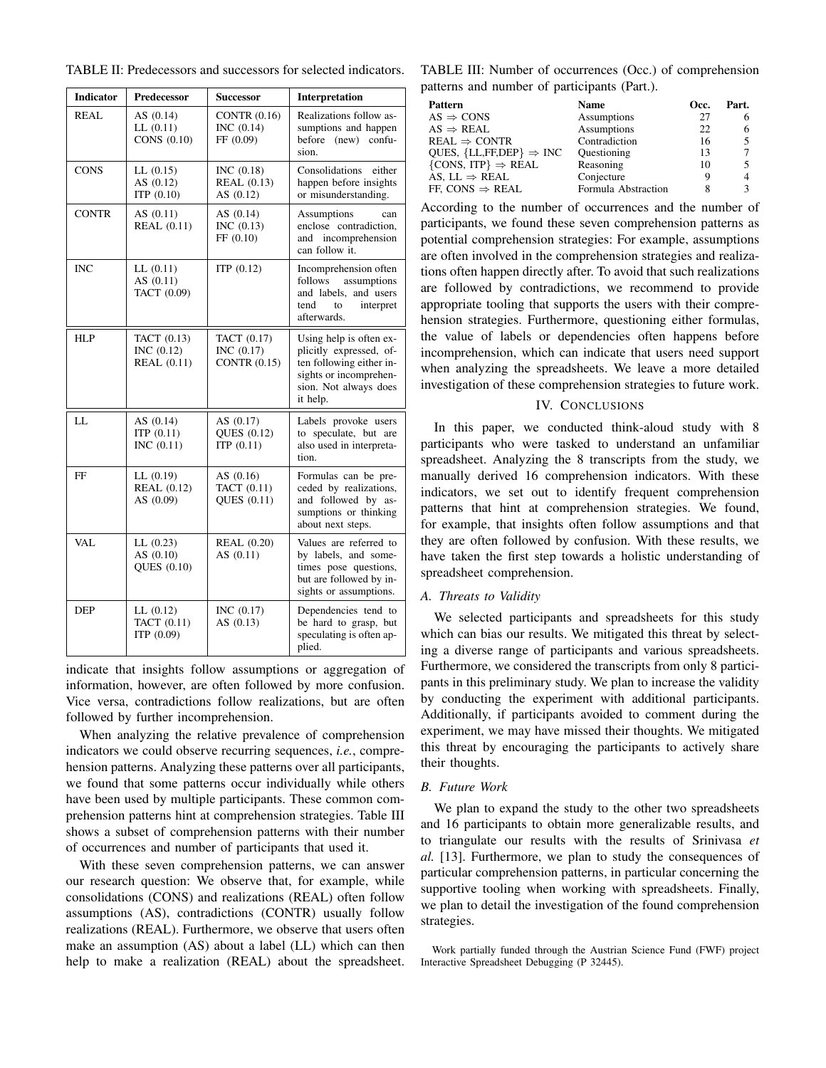TABLE II: Predecessors and successors for selected indicators.

| Indicator | Predecessor | Successor | Interpretation |
|---|---|---|---|
| REAL | AS (0.14)<br>LL (0.11)<br>CONS (0.10) | CONTR (0.16)<br>INC (0.14)<br>FF (0.09) | Realizations follow assumptions and happen before (new) confusion. |
| CONS | LL (0.15)<br>AS (0.12)<br>ITP (0.10) | INC (0.18)<br>REAL (0.13)<br>AS (0.12) | Consolidations either happen before insights or misunderstanding. |
| CONTR | AS (0.11)<br>REAL (0.11) | AS (0.14)<br>INC (0.13)<br>FF (0.10) | Assumptions can enclose contradiction, and incomprehension can follow it. |
| INC | LL (0.11)<br>AS (0.11)<br>TACT (0.09) | ITP (0.12) | Incomprehension often follows assumptions and labels, and users tend to interpret afterwards. |
| HLP | TACT (0.13)<br>INC (0.12)<br>REAL (0.11) | TACT (0.17)<br>INC (0.17)<br>CONTR (0.15) | Using help is often explicitly expressed, often following either insights or incomprehension. Not always does it help. |
| LL | AS (0.14)<br>ITP (0.11)<br>INC (0.11) | AS (0.17)<br>QUES (0.12)<br>ITP (0.11) | Labels provoke users to speculate, but are also used in interpretation. |
| FF | LL (0.19)<br>REAL (0.12)<br>AS (0.09) | AS (0.16)<br>TACT (0.11)<br>QUES (0.11) | Formulas can be preceded by realizations, and followed by assumptions or thinking about next steps. |
| VAL | LL (0.23)<br>AS (0.10)<br>QUES (0.10) | REAL (0.20)<br>AS (0.11) | Values are referred to by labels, and sometimes pose questions, but are followed by insights or assumptions. |
| DEP | LL (0.12)<br>TACT (0.11)<br>ITP (0.09) | INC (0.17)<br>AS (0.13) | Dependencies tend to be hard to grasp, but speculating is often applied. |

indicate that insights follow assumptions or aggregation of information, however, are often followed by more confusion. Vice versa, contradictions follow realizations, but are often followed by further incomprehension.

When analyzing the relative prevalence of comprehension indicators we could observe recurring sequences, *i.e.*, comprehension patterns. Analyzing these patterns over all participants, we found that some patterns occur individually while others have been used by multiple participants. These common comprehension patterns hint at comprehension strategies. Table III shows a subset of comprehension patterns with their number of occurrences and number of participants that used it.

With these seven comprehension patterns, we can answer our research question: We observe that, for example, while consolidations (CONS) and realizations (REAL) often follow assumptions (AS), contradictions (CONTR) usually follow realizations (REAL). Furthermore, we observe that users often make an assumption (AS) about a label (LL) which can then help to make a realization (REAL) about the spreadsheet.

TABLE III: Number of occurrences (Occ.) of comprehension patterns and number of participants (Part.).

| Pattern | Name | Occ. | Part. |
|---|---|---|---|
| AS $\Rightarrow$ CONS | Assumptions | 27 | 6 |
| AS $\Rightarrow$ REAL | Assumptions | 22 | 6 |
| REAL $\Rightarrow$ CONTR | Contradiction | 16 | 5 |
| QUES, {LL,FF,DEP} $\Rightarrow$ INC | Questioning | 13 | 7 |
| {CONS, ITP} $\Rightarrow$ REAL | Reasoning | 10 | 5 |
| AS, LL $\Rightarrow$ REAL | Conjecture | 9 | 4 |
| FF, CONS $\Rightarrow$ REAL | Formula Abstraction | 8 | 3 |

According to the number of occurrences and the number of participants, we found these seven comprehension patterns as potential comprehension strategies: For example, assumptions are often involved in the comprehension strategies and realizations often happen directly after. To avoid that such realizations are followed by contradictions, we recommend to provide appropriate tooling that supports the users with their comprehension strategies. Furthermore, questioning either formulas, the value of labels or dependencies often happens before incomprehension, which can indicate that users need support when analyzing the spreadsheets. We leave a more detailed investigation of these comprehension strategies to future work.

## IV. Conclusions

In this paper, we conducted think-aloud study with 8 participants who were tasked to understand an unfamiliar spreadsheet. Analyzing the 8 transcripts from the study, we manually derived 16 comprehension indicators. With these indicators, we set out to identify frequent comprehension patterns that hint at comprehension strategies. We found, for example, that insights often follow assumptions and that they are often followed by confusion. With these results, we have taken the first step towards a holistic understanding of spreadsheet comprehension.

### A. Threats to Validity

We selected participants and spreadsheets for this study which can bias our results. We mitigated this threat by selecting a diverse range of participants and various spreadsheets. Furthermore, we considered the transcripts from only 8 participants in this preliminary study. We plan to increase the validity by conducting the experiment with additional participants. Additionally, if participants avoided to comment during the experiment, we may have missed their thoughts. We mitigated this threat by encouraging the participants to actively share their thoughts.

### B. Future Work

We plan to expand the study to the other two spreadsheets and 16 participants to obtain more generalizable results, and to triangulate our results with the results of Srinivasa *et al.* [13]. Furthermore, we plan to study the consequences of particular comprehension patterns, in particular concerning the supportive tooling when working with spreadsheets. Finally, we plan to detail the investigation of the found comprehension strategies.

Work partially funded through the Austrian Science Fund (FWF) project Interactive Spreadsheet Debugging (P 32445).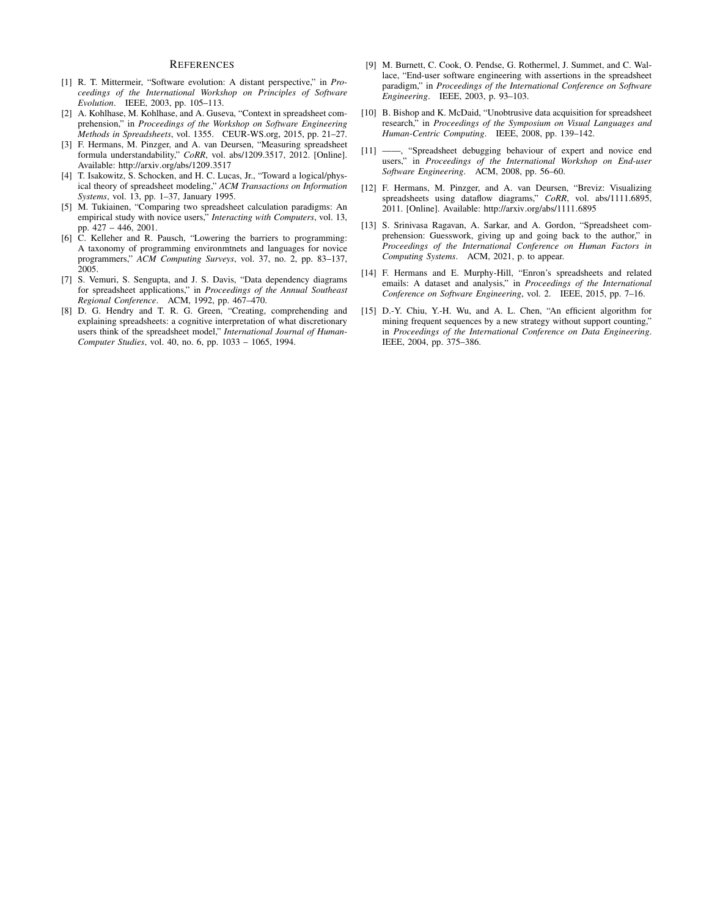## References

[1] R. T. Mittermeir, "Software evolution: A distant perspective," in *Proceedings of the International Workshop on Principles of Software Evolution*. IEEE, 2003, pp. 105–113.

[2] A. Kohlhase, M. Kohlhase, and A. Guseva, "Context in spreadsheet comprehension," in *Proceedings of the Workshop on Software Engineering Methods in Spreadsheets*, vol. 1355. CEUR-WS.org, 2015, pp. 21–27.

[3] F. Hermans, M. Pinzger, and A. van Deursen, "Measuring spreadsheet formula understandability," *CoRR*, vol. abs/1209.3517, 2012. [Online]. Available: http://arxiv.org/abs/1209.3517

[4] T. Isakowitz, S. Schocken, and H. C. Lucas, Jr., "Toward a logical/physical theory of spreadsheet modeling," *ACM Transactions on Information Systems*, vol. 13, pp. 1–37, January 1995.

[5] M. Tukiainen, "Comparing two spreadsheet calculation paradigms: An empirical study with novice users," *Interacting with Computers*, vol. 13, pp. 427 – 446, 2001.

[6] C. Kelleher and R. Pausch, "Lowering the barriers to programming: A taxonomy of programming environmtnets and languages for novice programmers," *ACM Computing Surveys*, vol. 37, no. 2, pp. 83–137, 2005.

[7] S. Vemuri, S. Sengupta, and J. S. Davis, "Data dependency diagrams for spreadsheet applications," in *Proceedings of the Annual Southeast Regional Conference*. ACM, 1992, pp. 467–470.

[8] D. G. Hendry and T. R. G. Green, "Creating, comprehending and explaining spreadsheets: a cognitive interpretation of what discretionary users think of the spreadsheet model," *International Journal of Human-Computer Studies*, vol. 40, no. 6, pp. 1033 – 1065, 1994.

[9] M. Burnett, C. Cook, O. Pendse, G. Rothermel, J. Summet, and C. Wallace, "End-user software engineering with assertions in the spreadsheet paradigm," in *Proceedings of the International Conference on Software Engineering*. IEEE, 2003, p. 93–103.

[10] B. Bishop and K. McDaid, "Unobtrusive data acquisition for spreadsheet research," in *Proceedings of the Symposium on Visual Languages and Human-Centric Computing*. IEEE, 2008, pp. 139–142.

[11] ——, "Spreadsheet debugging behaviour of expert and novice end users," in *Proceedings of the International Workshop on End-user Software Engineering*. ACM, 2008, pp. 56–60.

[12] F. Hermans, M. Pinzger, and A. van Deursen, "Breviz: Visualizing spreadsheets using dataflow diagrams," *CoRR*, vol. abs/1111.6895, 2011. [Online]. Available: http://arxiv.org/abs/1111.6895

[13] S. Srinivasa Ragavan, A. Sarkar, and A. Gordon, "Spreadsheet comprehension: Guesswork, giving up and going back to the author," in *Proceedings of the International Conference on Human Factors in Computing Systems*. ACM, 2021, p. to appear.

[14] F. Hermans and E. Murphy-Hill, "Enron's spreadsheets and related emails: A dataset and analysis," in *Proceedings of the International Conference on Software Engineering*, vol. 2. IEEE, 2015, pp. 7–16.

[15] D.-Y. Chiu, Y.-H. Wu, and A. L. Chen, "An efficient algorithm for mining frequent sequences by a new strategy without support counting," in *Proceedings of the International Conference on Data Engineering*. IEEE, 2004, pp. 375–386.